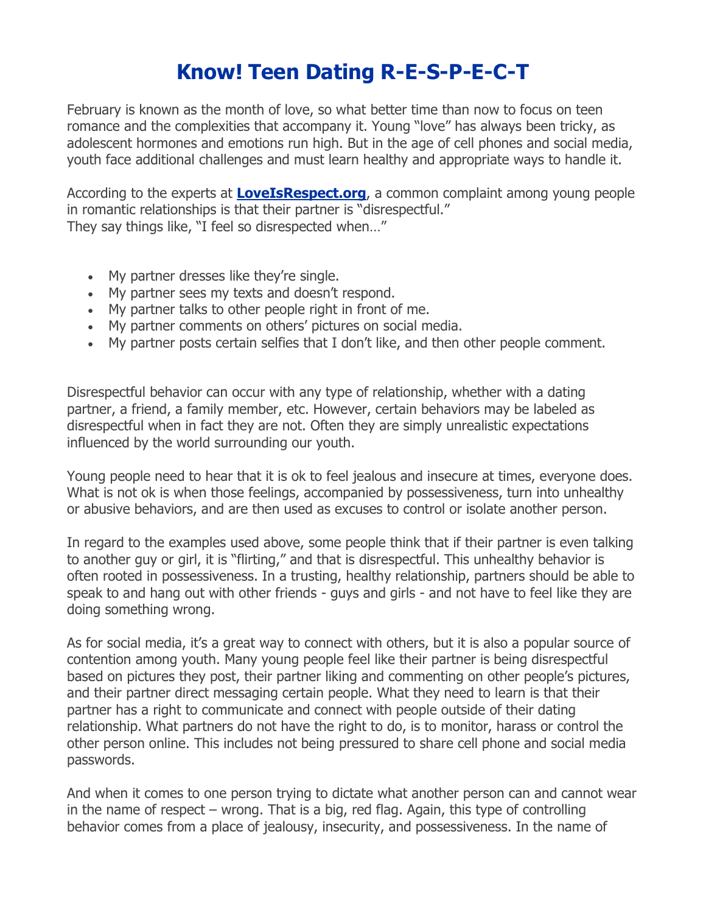# Know! Teen Dating R-E-S-P-E-C-T

February is known as the month of love, so what better time than now to focus on teen romance and the complexities that accompany it. Young "love" has always been tricky, as adolescent hormones and emotions run high. But in the age of cell phones and social media, youth face additional challenges and must learn healthy and appropriate ways to handle it.

According to the experts at **[LoveIsRespect.org](http://LoveIsRespect.org)**, a common complaint among young people in romantic relationships is that their partner is "disrespectful."
They say things like, "I feel so disrespected when…"

- My partner dresses like they're single.
- My partner sees my texts and doesn't respond.
- My partner talks to other people right in front of me.
- My partner comments on others' pictures on social media.
- My partner posts certain selfies that I don't like, and then other people comment.

Disrespectful behavior can occur with any type of relationship, whether with a dating partner, a friend, a family member, etc. However, certain behaviors may be labeled as disrespectful when in fact they are not. Often they are simply unrealistic expectations influenced by the world surrounding our youth.

Young people need to hear that it is ok to feel jealous and insecure at times, everyone does. What is not ok is when those feelings, accompanied by possessiveness, turn into unhealthy or abusive behaviors, and are then used as excuses to control or isolate another person.

In regard to the examples used above, some people think that if their partner is even talking to another guy or girl, it is "flirting," and that is disrespectful. This unhealthy behavior is often rooted in possessiveness. In a trusting, healthy relationship, partners should be able to speak to and hang out with other friends - guys and girls - and not have to feel like they are doing something wrong.

As for social media, it's a great way to connect with others, but it is also a popular source of contention among youth. Many young people feel like their partner is being disrespectful based on pictures they post, their partner liking and commenting on other people's pictures, and their partner direct messaging certain people. What they need to learn is that their partner has a right to communicate and connect with people outside of their dating relationship. What partners do not have the right to do, is to monitor, harass or control the other person online. This includes not being pressured to share cell phone and social media passwords.

And when it comes to one person trying to dictate what another person can and cannot wear in the name of respect – wrong. That is a big, red flag. Again, this type of controlling behavior comes from a place of jealousy, insecurity, and possessiveness. In the name of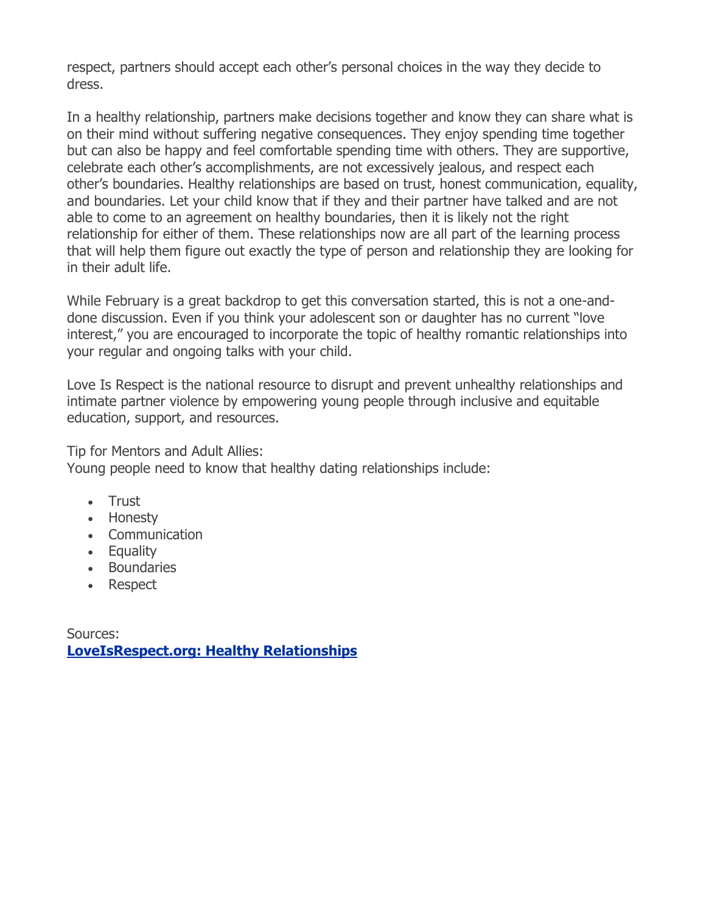respect, partners should accept each other's personal choices in the way they decide to dress.

In a healthy relationship, partners make decisions together and know they can share what is on their mind without suffering negative consequences. They enjoy spending time together but can also be happy and feel comfortable spending time with others. They are supportive, celebrate each other's accomplishments, are not excessively jealous, and respect each other's boundaries. Healthy relationships are based on trust, honest communication, equality, and boundaries. Let your child know that if they and their partner have talked and are not able to come to an agreement on healthy boundaries, then it is likely not the right relationship for either of them. These relationships now are all part of the learning process that will help them figure out exactly the type of person and relationship they are looking for in their adult life.

While February is a great backdrop to get this conversation started, this is not a one-and-done discussion. Even if you think your adolescent son or daughter has no current "love interest," you are encouraged to incorporate the topic of healthy romantic relationships into your regular and ongoing talks with your child.

Love Is Respect is the national resource to disrupt and prevent unhealthy relationships and intimate partner violence by empowering young people through inclusive and equitable education, support, and resources.

Tip for Mentors and Adult Allies:
Young people need to know that healthy dating relationships include:

- Trust
- Honesty
- Communication
- Equality
- Boundaries
- Respect

Sources:
**LoveIsRespect.org: Healthy Relationships**